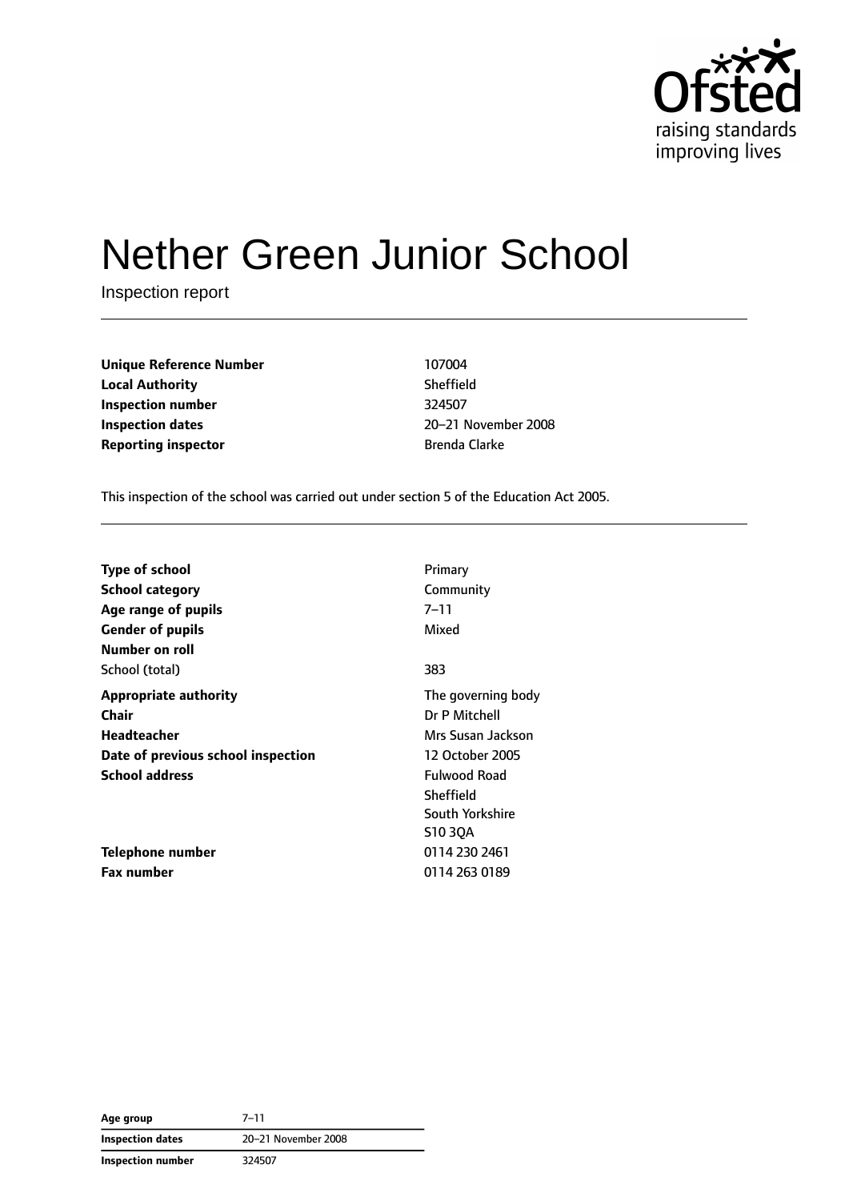Ofsted

raising standards improving lives

# Nether Green Junior School

Inspection report

| | |
|---|---|
| **Unique Reference Number** | 107004 |
| **Local Authority** | Sheffield |
| **Inspection number** | 324507 |
| **Inspection dates** | 20–21 November 2008 |
| **Reporting inspector** | Brenda Clarke |

This inspection of the school was carried out under section 5 of the Education Act 2005.

| | |
|---|---|
| **Type of school** | Primary |
| **School category** | Community |
| **Age range of pupils** | 7–11 |
| **Gender of pupils** | Mixed |
| **Number on roll** | |
| School (total) | 383 |
| **Appropriate authority** | The governing body |
| **Chair** | Dr P Mitchell |
| **Headteacher** | Mrs Susan Jackson |
| **Date of previous school inspection** | 12 October 2005 |
| **School address** | Fulwood Road<br>Sheffield<br>South Yorkshire<br>S10 3QA |
| **Telephone number** | 0114 230 2461 |
| **Fax number** | 0114 263 0189 |

| | |
|---|---|
| **Age group** | 7–11 |
| **Inspection dates** | 20–21 November 2008 |
| **Inspection number** | 324507 |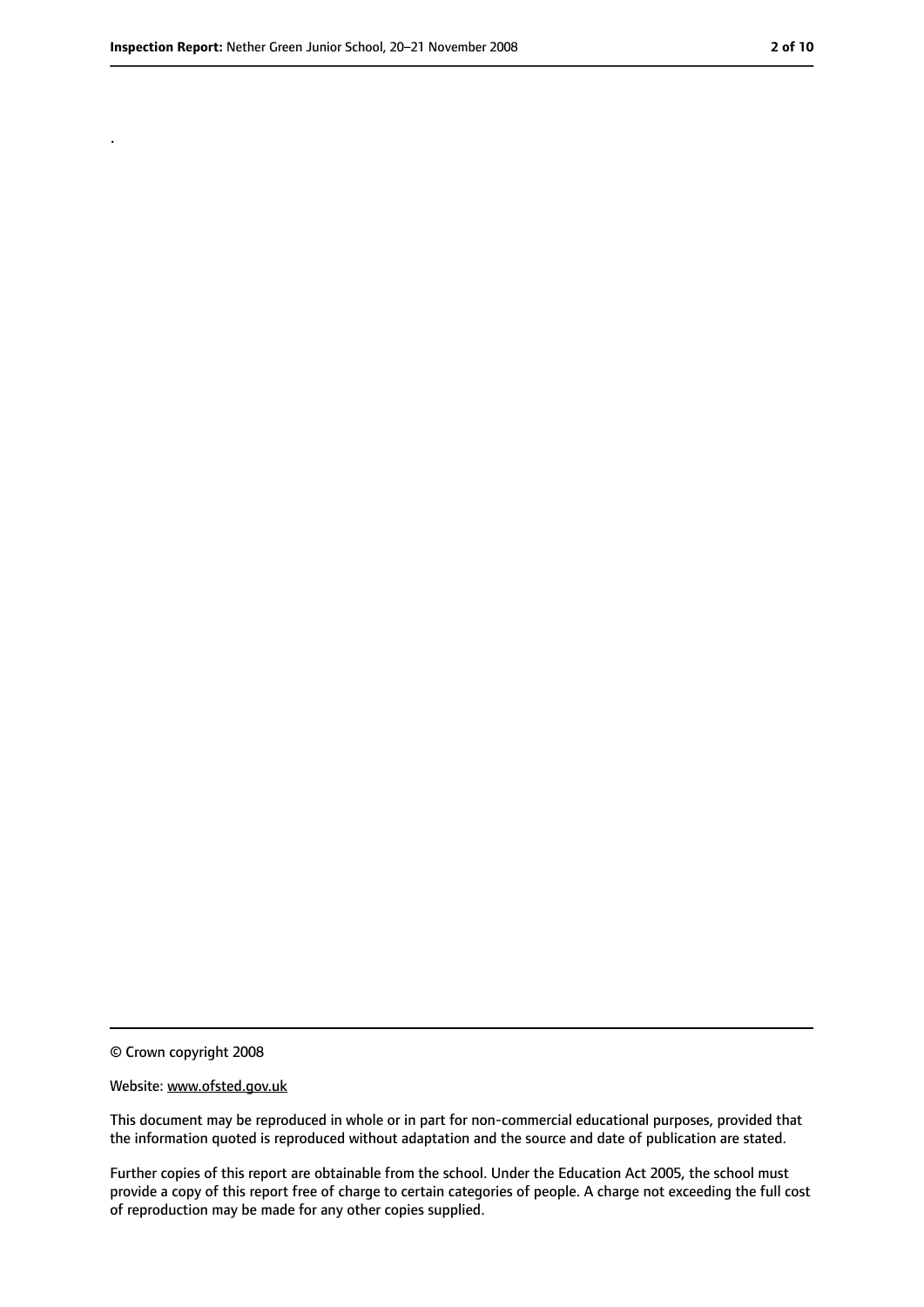.

© Crown copyright 2008

Website: www.ofsted.gov.uk

This document may be reproduced in whole or in part for non-commercial educational purposes, provided that the information quoted is reproduced without adaptation and the source and date of publication are stated.

Further copies of this report are obtainable from the school. Under the Education Act 2005, the school must provide a copy of this report free of charge to certain categories of people. A charge not exceeding the full cost of reproduction may be made for any other copies supplied.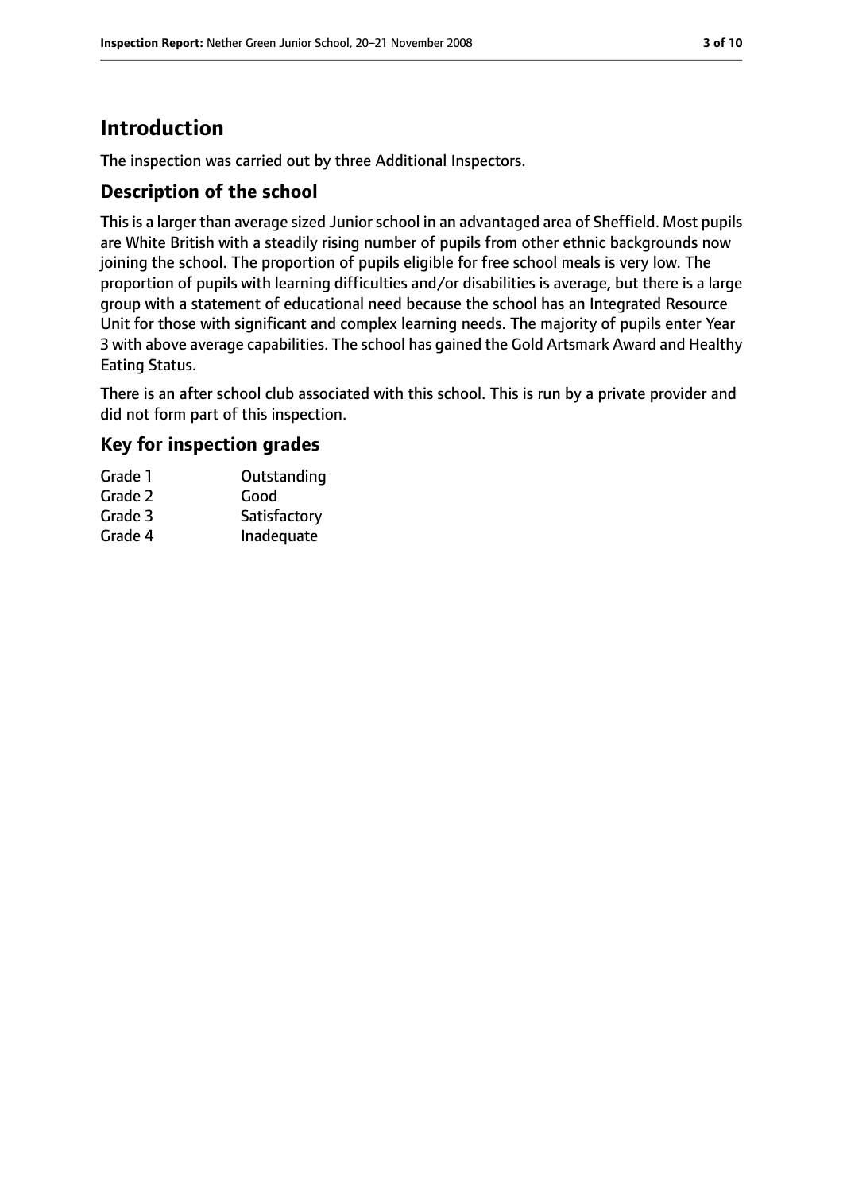# Introduction

The inspection was carried out by three Additional Inspectors.

## Description of the school

This is a larger than average sized Junior school in an advantaged area of Sheffield. Most pupils are White British with a steadily rising number of pupils from other ethnic backgrounds now joining the school. The proportion of pupils eligible for free school meals is very low. The proportion of pupils with learning difficulties and/or disabilities is average, but there is a large group with a statement of educational need because the school has an Integrated Resource Unit for those with significant and complex learning needs. The majority of pupils enter Year 3 with above average capabilities. The school has gained the Gold Artsmark Award and Healthy Eating Status.

There is an after school club associated with this school. This is run by a private provider and did not form part of this inspection.

## Key for inspection grades

| | |
|---|---|
| Grade 1 | Outstanding |
| Grade 2 | Good |
| Grade 3 | Satisfactory |
| Grade 4 | Inadequate |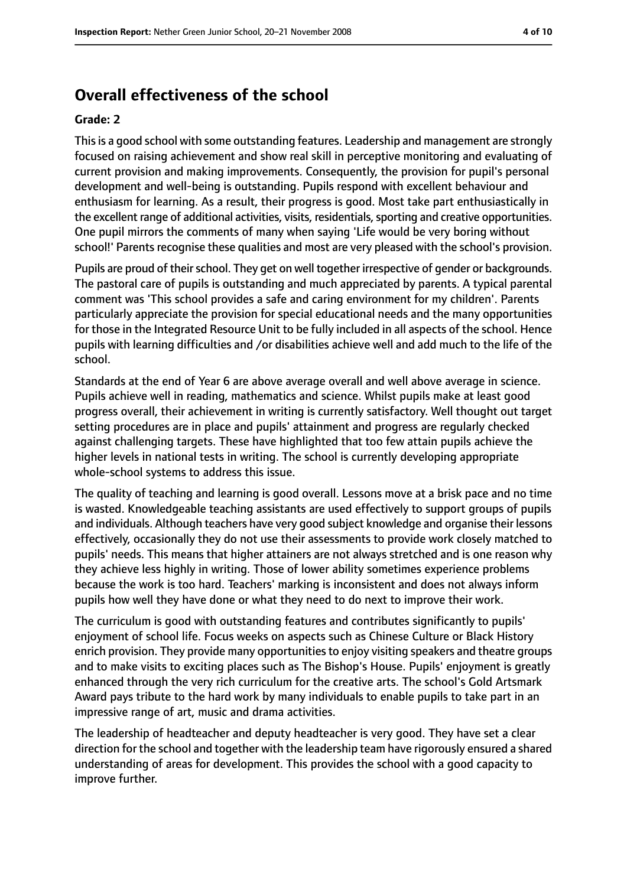# Overall effectiveness of the school

**Grade: 2**

This is a good school with some outstanding features. Leadership and management are strongly focused on raising achievement and show real skill in perceptive monitoring and evaluating of current provision and making improvements. Consequently, the provision for pupil's personal development and well-being is outstanding. Pupils respond with excellent behaviour and enthusiasm for learning. As a result, their progress is good. Most take part enthusiastically in the excellent range of additional activities, visits, residentials, sporting and creative opportunities. One pupil mirrors the comments of many when saying 'Life would be very boring without school!' Parents recognise these qualities and most are very pleased with the school's provision.

Pupils are proud of their school. They get on well together irrespective of gender or backgrounds. The pastoral care of pupils is outstanding and much appreciated by parents. A typical parental comment was 'This school provides a safe and caring environment for my children'. Parents particularly appreciate the provision for special educational needs and the many opportunities for those in the Integrated Resource Unit to be fully included in all aspects of the school. Hence pupils with learning difficulties and /or disabilities achieve well and add much to the life of the school.

Standards at the end of Year 6 are above average overall and well above average in science. Pupils achieve well in reading, mathematics and science. Whilst pupils make at least good progress overall, their achievement in writing is currently satisfactory. Well thought out target setting procedures are in place and pupils' attainment and progress are regularly checked against challenging targets. These have highlighted that too few attain pupils achieve the higher levels in national tests in writing. The school is currently developing appropriate whole-school systems to address this issue.

The quality of teaching and learning is good overall. Lessons move at a brisk pace and no time is wasted. Knowledgeable teaching assistants are used effectively to support groups of pupils and individuals. Although teachers have very good subject knowledge and organise their lessons effectively, occasionally they do not use their assessments to provide work closely matched to pupils' needs. This means that higher attainers are not always stretched and is one reason why they achieve less highly in writing. Those of lower ability sometimes experience problems because the work is too hard. Teachers' marking is inconsistent and does not always inform pupils how well they have done or what they need to do next to improve their work.

The curriculum is good with outstanding features and contributes significantly to pupils' enjoyment of school life. Focus weeks on aspects such as Chinese Culture or Black History enrich provision. They provide many opportunities to enjoy visiting speakers and theatre groups and to make visits to exciting places such as The Bishop's House. Pupils' enjoyment is greatly enhanced through the very rich curriculum for the creative arts. The school's Gold Artsmark Award pays tribute to the hard work by many individuals to enable pupils to take part in an impressive range of art, music and drama activities.

The leadership of headteacher and deputy headteacher is very good. They have set a clear direction for the school and together with the leadership team have rigorously ensured a shared understanding of areas for development. This provides the school with a good capacity to improve further.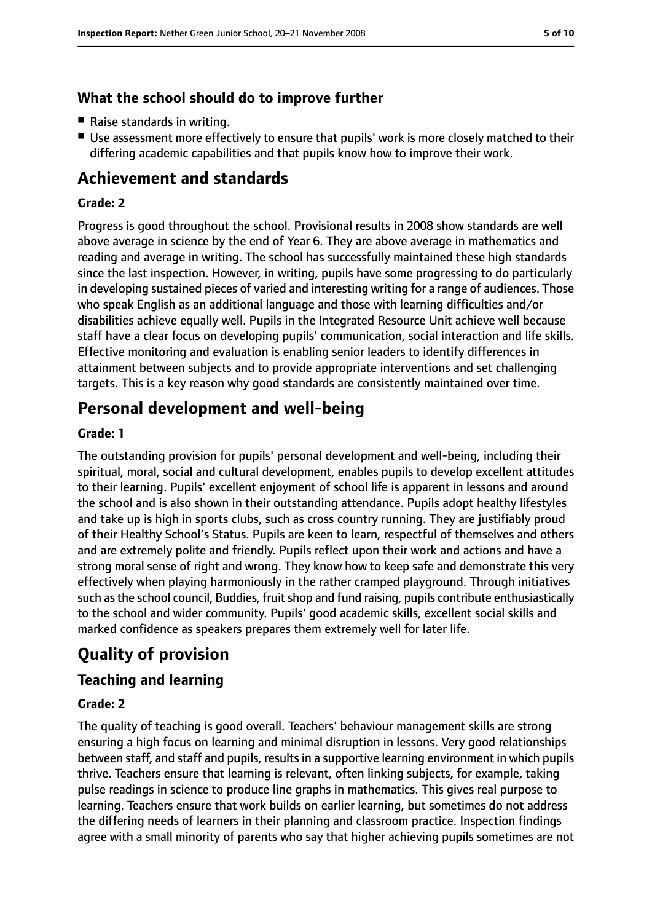### What the school should do to improve further

- Raise standards in writing.
- Use assessment more effectively to ensure that pupils' work is more closely matched to their differing academic capabilities and that pupils know how to improve their work.

## Achievement and standards

**Grade: 2**

Progress is good throughout the school. Provisional results in 2008 show standards are well above average in science by the end of Year 6. They are above average in mathematics and reading and average in writing. The school has successfully maintained these high standards since the last inspection. However, in writing, pupils have some progressing to do particularly in developing sustained pieces of varied and interesting writing for a range of audiences. Those who speak English as an additional language and those with learning difficulties and/or disabilities achieve equally well. Pupils in the Integrated Resource Unit achieve well because staff have a clear focus on developing pupils' communication, social interaction and life skills. Effective monitoring and evaluation is enabling senior leaders to identify differences in attainment between subjects and to provide appropriate interventions and set challenging targets. This is a key reason why good standards are consistently maintained over time.

## Personal development and well-being

**Grade: 1**

The outstanding provision for pupils' personal development and well-being, including their spiritual, moral, social and cultural development, enables pupils to develop excellent attitudes to their learning. Pupils' excellent enjoyment of school life is apparent in lessons and around the school and is also shown in their outstanding attendance. Pupils adopt healthy lifestyles and take up is high in sports clubs, such as cross country running. They are justifiably proud of their Healthy School's Status. Pupils are keen to learn, respectful of themselves and others and are extremely polite and friendly. Pupils reflect upon their work and actions and have a strong moral sense of right and wrong. They know how to keep safe and demonstrate this very effectively when playing harmoniously in the rather cramped playground. Through initiatives such as the school council, Buddies, fruit shop and fund raising, pupils contribute enthusiastically to the school and wider community. Pupils' good academic skills, excellent social skills and marked confidence as speakers prepares them extremely well for later life.

# Quality of provision

## Teaching and learning

**Grade: 2**

The quality of teaching is good overall. Teachers' behaviour management skills are strong ensuring a high focus on learning and minimal disruption in lessons. Very good relationships between staff, and staff and pupils, results in a supportive learning environment in which pupils thrive. Teachers ensure that learning is relevant, often linking subjects, for example, taking pulse readings in science to produce line graphs in mathematics. This gives real purpose to learning. Teachers ensure that work builds on earlier learning, but sometimes do not address the differing needs of learners in their planning and classroom practice. Inspection findings agree with a small minority of parents who say that higher achieving pupils sometimes are not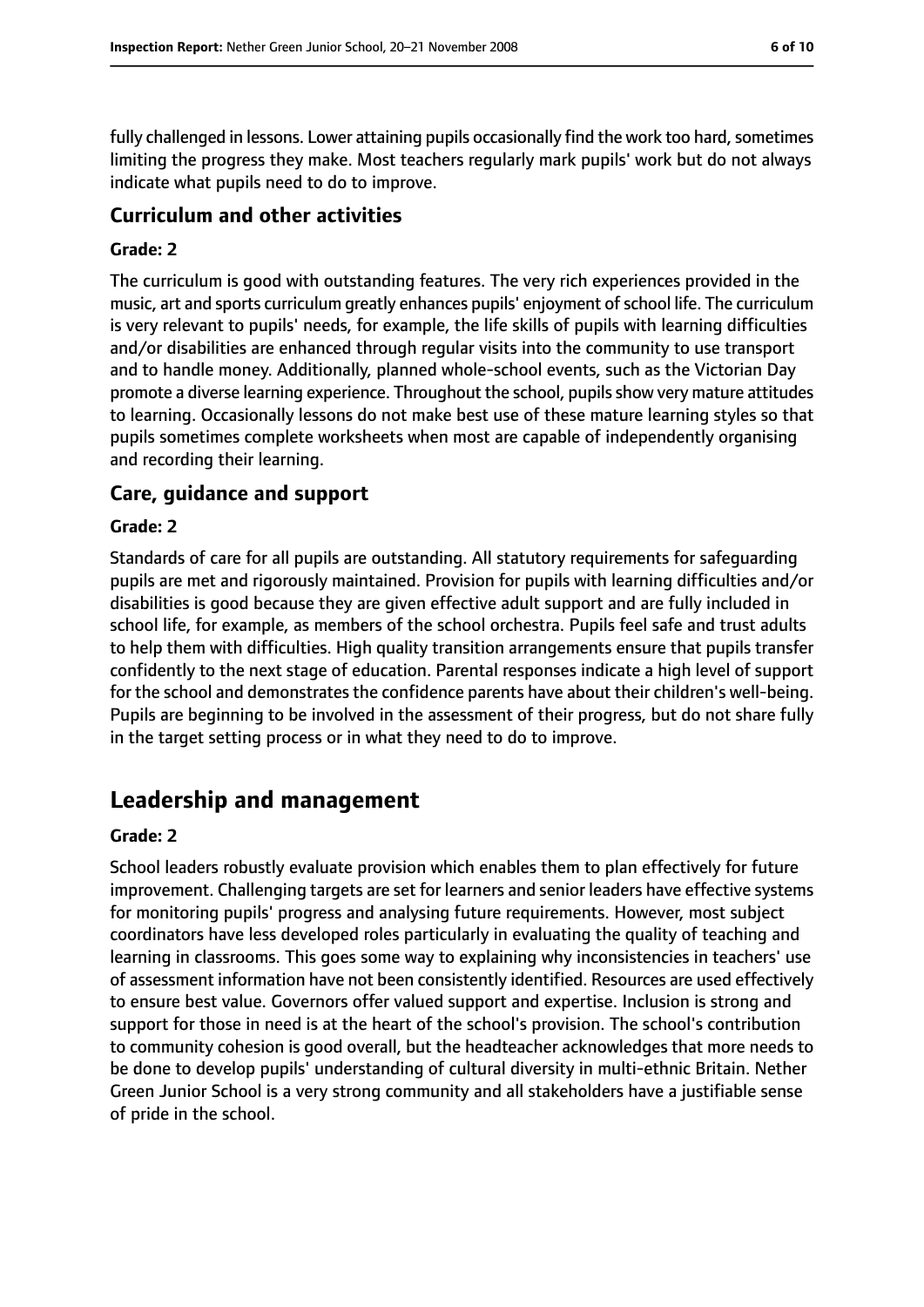fully challenged in lessons. Lower attaining pupils occasionally find the work too hard, sometimes limiting the progress they make. Most teachers regularly mark pupils' work but do not always indicate what pupils need to do to improve.

### Curriculum and other activities

#### Grade: 2

The curriculum is good with outstanding features. The very rich experiences provided in the music, art and sports curriculum greatly enhances pupils' enjoyment of school life. The curriculum is very relevant to pupils' needs, for example, the life skills of pupils with learning difficulties and/or disabilities are enhanced through regular visits into the community to use transport and to handle money. Additionally, planned whole-school events, such as the Victorian Day promote a diverse learning experience. Throughout the school, pupils show very mature attitudes to learning. Occasionally lessons do not make best use of these mature learning styles so that pupils sometimes complete worksheets when most are capable of independently organising and recording their learning.

### Care, guidance and support

#### Grade: 2

Standards of care for all pupils are outstanding. All statutory requirements for safeguarding pupils are met and rigorously maintained. Provision for pupils with learning difficulties and/or disabilities is good because they are given effective adult support and are fully included in school life, for example, as members of the school orchestra. Pupils feel safe and trust adults to help them with difficulties. High quality transition arrangements ensure that pupils transfer confidently to the next stage of education. Parental responses indicate a high level of support for the school and demonstrates the confidence parents have about their children's well-being. Pupils are beginning to be involved in the assessment of their progress, but do not share fully in the target setting process or in what they need to do to improve.

## Leadership and management

#### Grade: 2

School leaders robustly evaluate provision which enables them to plan effectively for future improvement. Challenging targets are set for learners and senior leaders have effective systems for monitoring pupils' progress and analysing future requirements. However, most subject coordinators have less developed roles particularly in evaluating the quality of teaching and learning in classrooms. This goes some way to explaining why inconsistencies in teachers' use of assessment information have not been consistently identified. Resources are used effectively to ensure best value. Governors offer valued support and expertise. Inclusion is strong and support for those in need is at the heart of the school's provision. The school's contribution to community cohesion is good overall, but the headteacher acknowledges that more needs to be done to develop pupils' understanding of cultural diversity in multi-ethnic Britain. Nether Green Junior School is a very strong community and all stakeholders have a justifiable sense of pride in the school.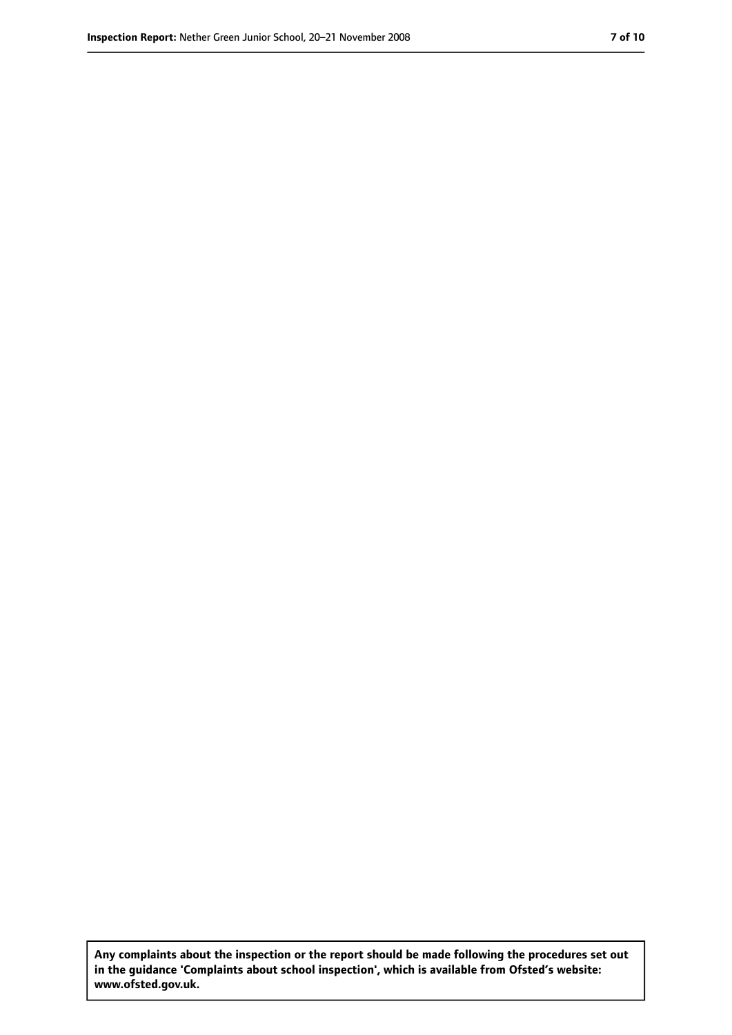**Any complaints about the inspection or the report should be made following the procedures set out in the guidance 'Complaints about school inspection', which is available from Ofsted's website: www.ofsted.gov.uk.**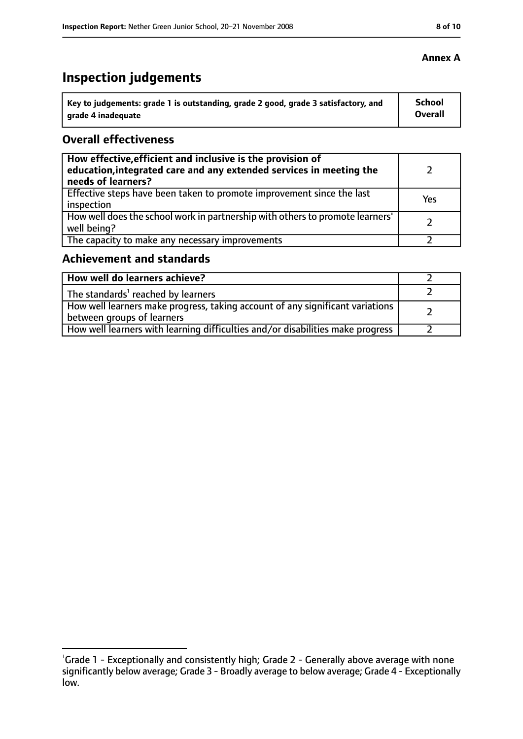**Annex A**

# Inspection judgements

| Key to judgements: grade 1 is outstanding, grade 2 good, grade 3 satisfactory, and grade 4 inadequate | School Overall |
|---|---|

## Overall effectiveness

| | |
|---|---|
| **How effective, efficient and inclusive is the provision of education, integrated care and any extended services in meeting the needs of learners?** | 2 |
| Effective steps have been taken to promote improvement since the last inspection | Yes |
| How well does the school work in partnership with others to promote learners' well being? | 2 |
| The capacity to make any necessary improvements | 2 |

## Achievement and standards

| | |
|---|---|
| **How well do learners achieve?** | 2 |
| The standards[1] reached by learners | 2 |
| How well learners make progress, taking account of any significant variations between groups of learners | 2 |
| How well learners with learning difficulties and/or disabilities make progress | 2 |

[1]Grade 1 - Exceptionally and consistently high; Grade 2 - Generally above average with none significantly below average; Grade 3 - Broadly average to below average; Grade 4 - Exceptionally low.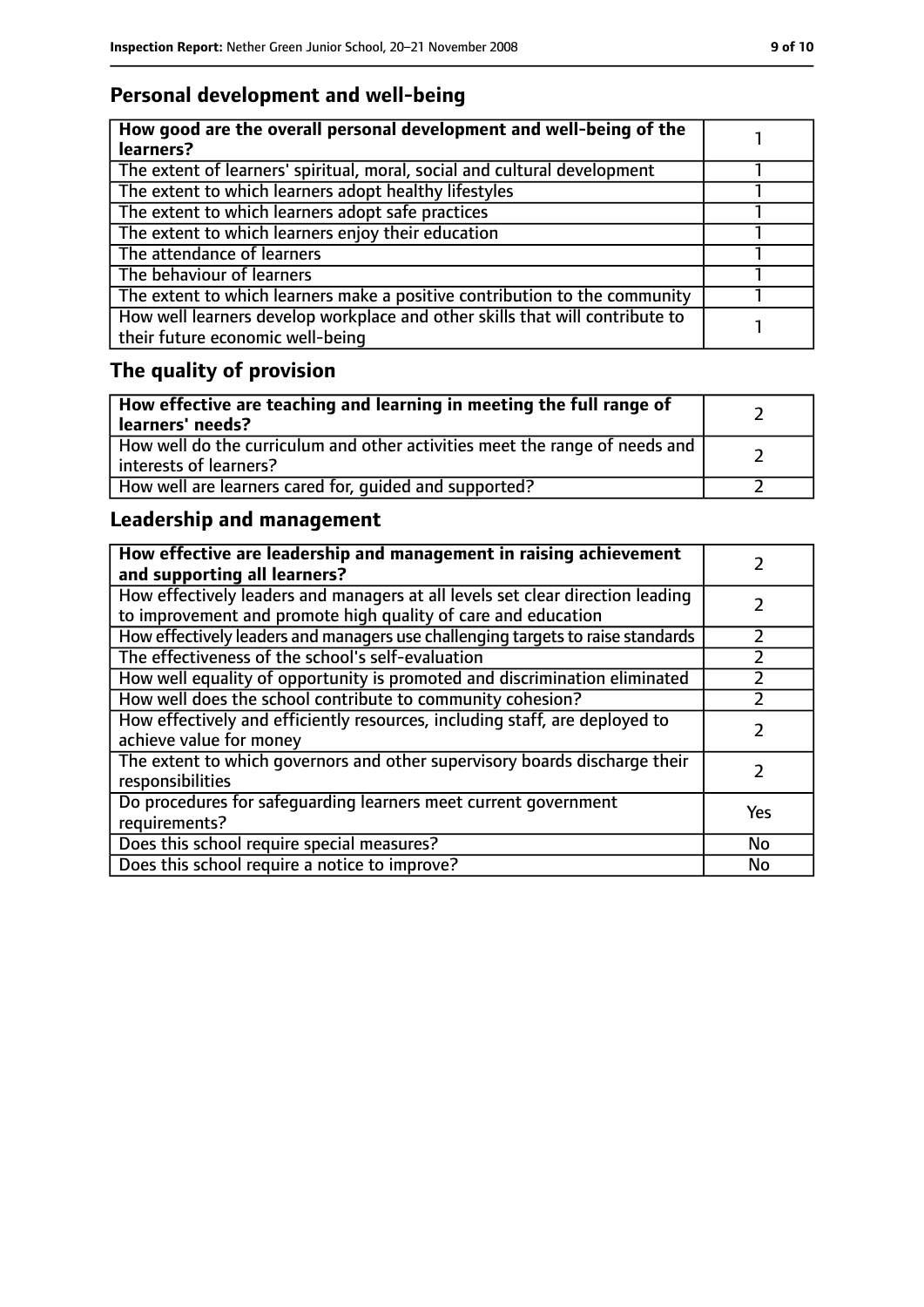## Personal development and well-being

| How good are the overall personal development and well-being of the learners? | 1 |
|---|---|
| The extent of learners' spiritual, moral, social and cultural development | 1 |
| The extent to which learners adopt healthy lifestyles | 1 |
| The extent to which learners adopt safe practices | 1 |
| The extent to which learners enjoy their education | 1 |
| The attendance of learners | 1 |
| The behaviour of learners | 1 |
| The extent to which learners make a positive contribution to the community | 1 |
| How well learners develop workplace and other skills that will contribute to their future economic well-being | 1 |

## The quality of provision

| How effective are teaching and learning in meeting the full range of learners' needs? | 2 |
|---|---|
| How well do the curriculum and other activities meet the range of needs and interests of learners? | 2 |
| How well are learners cared for, guided and supported? | 2 |

## Leadership and management

| How effective are leadership and management in raising achievement and supporting all learners? | 2 |
|---|---|
| How effectively leaders and managers at all levels set clear direction leading to improvement and promote high quality of care and education | 2 |
| How effectively leaders and managers use challenging targets to raise standards | 2 |
| The effectiveness of the school's self-evaluation | 2 |
| How well equality of opportunity is promoted and discrimination eliminated | 2 |
| How well does the school contribute to community cohesion? | 2 |
| How effectively and efficiently resources, including staff, are deployed to achieve value for money | 2 |
| The extent to which governors and other supervisory boards discharge their responsibilities | 2 |
| Do procedures for safeguarding learners meet current government requirements? | Yes |
| Does this school require special measures? | No |
| Does this school require a notice to improve? | No |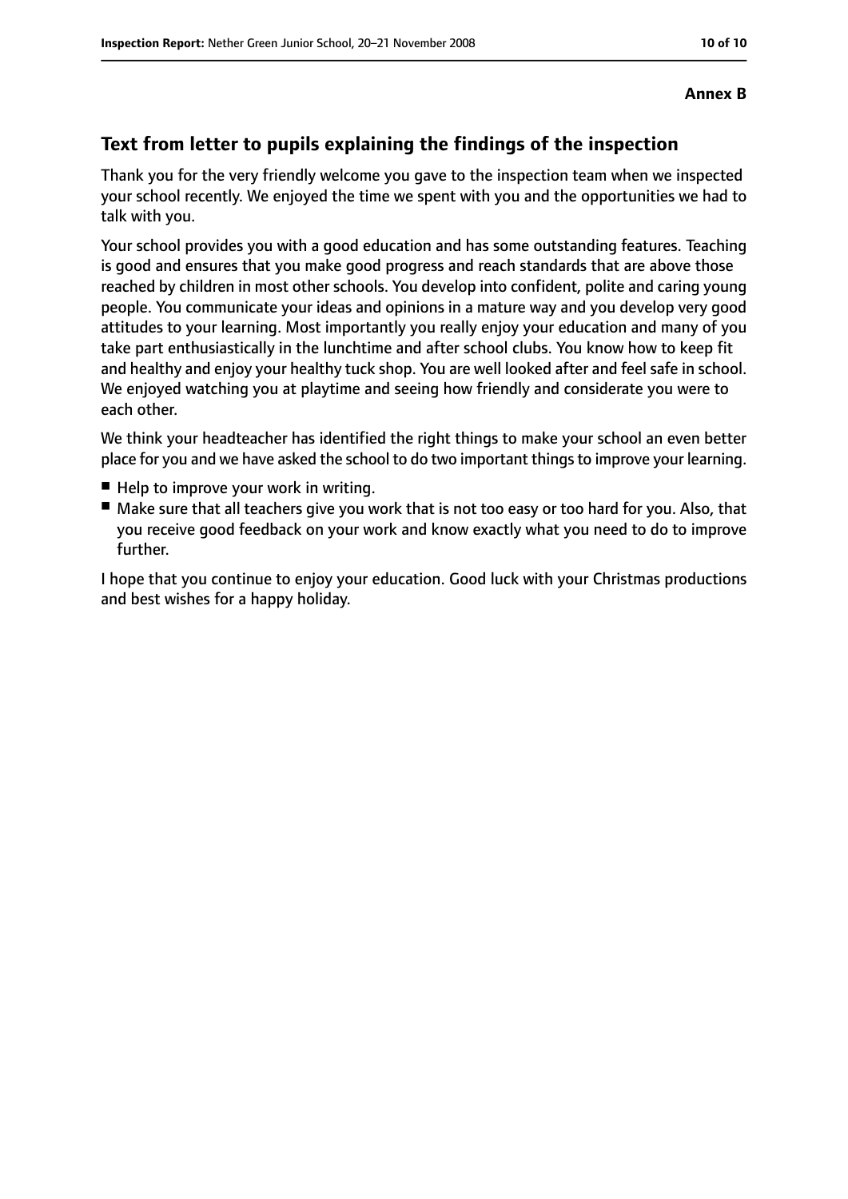**Annex B**

## Text from letter to pupils explaining the findings of the inspection

Thank you for the very friendly welcome you gave to the inspection team when we inspected your school recently. We enjoyed the time we spent with you and the opportunities we had to talk with you.

Your school provides you with a good education and has some outstanding features. Teaching is good and ensures that you make good progress and reach standards that are above those reached by children in most other schools. You develop into confident, polite and caring young people. You communicate your ideas and opinions in a mature way and you develop very good attitudes to your learning. Most importantly you really enjoy your education and many of you take part enthusiastically in the lunchtime and after school clubs. You know how to keep fit and healthy and enjoy your healthy tuck shop. You are well looked after and feel safe in school. We enjoyed watching you at playtime and seeing how friendly and considerate you were to each other.

We think your headteacher has identified the right things to make your school an even better place for you and we have asked the school to do two important things to improve your learning.

- Help to improve your work in writing.
- Make sure that all teachers give you work that is not too easy or too hard for you. Also, that you receive good feedback on your work and know exactly what you need to do to improve further.

I hope that you continue to enjoy your education. Good luck with your Christmas productions and best wishes for a happy holiday.